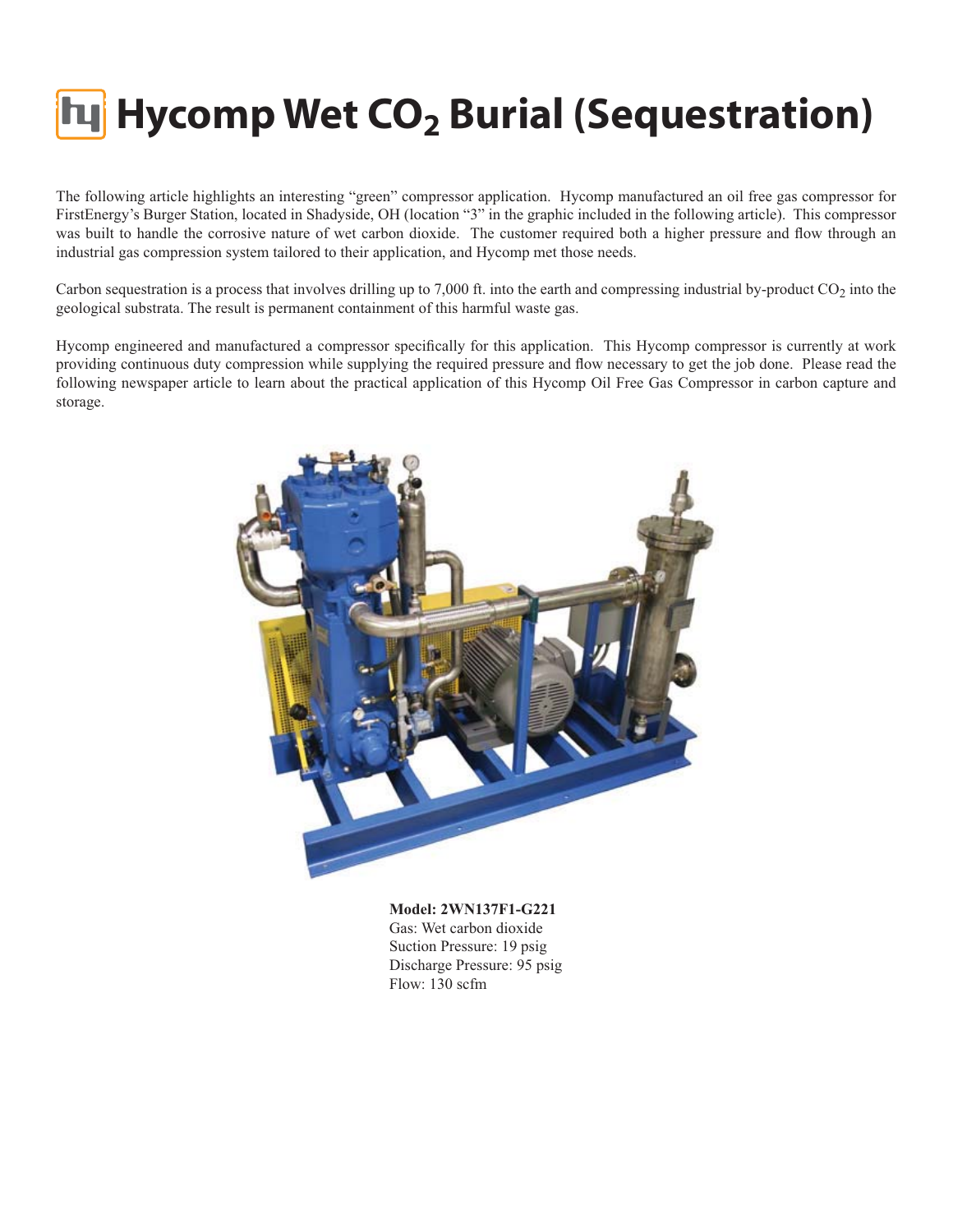# Hycomp Wet $CO_2$ Burial (Sequestration)

The following article highlights an interesting "green" compressor application. Hycomp manufactured an oil free gas compressor for FirstEnergy's Burger Station, located in Shadyside, OH (location "3" in the graphic included in the following article). This compressor was built to handle the corrosive nature of wet carbon dioxide. The customer required both a higher pressure and flow through an industrial gas compression system tailored to their application, and Hycomp met those needs.

Carbon sequestration is a process that involves drilling up to 7,000 ft. into the earth and compressing industrial by-product $CO_2$ into the geological substrata. The result is permanent containment of this harmful waste gas.

Hycomp engineered and manufactured a compressor specifically for this application. This Hycomp compressor is currently at work providing continuous duty compression while supplying the required pressure and flow necessary to get the job done. Please read the following newspaper article to learn about the practical application of this Hycomp Oil Free Gas Compressor in carbon capture and storage.

**Model: 2WN137F1-G221**
Gas: Wet carbon dioxide
Suction Pressure: 19 psig
Discharge Pressure: 95 psig
Flow: 130 scfm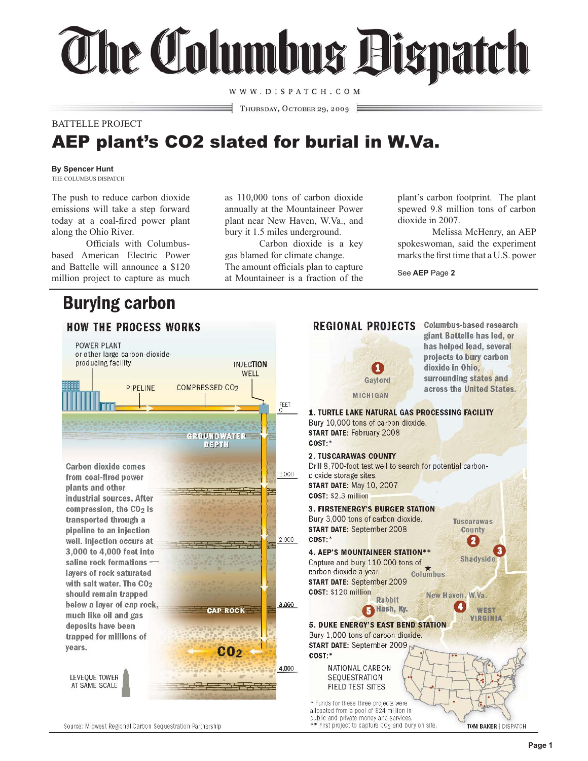# The Columbus Dispatch

WWW.DISPATCH.COM

Thursday, October 29, 2009

BATTELLE PROJECT

## AEP plant's CO2 slated for burial in W.Va.

**By Spencer Hunt**
THE COLUMBUS DISPATCH

The push to reduce carbon dioxide emissions will take a step forward today at a coal-fired power plant along the Ohio River.

Officials with Columbus-based American Electric Power and Battelle will announce a $120 million project to capture as much as 110,000 tons of carbon dioxide annually at the Mountaineer Power plant near New Haven, W.Va., and bury it 1.5 miles underground.

Carbon dioxide is a key gas blamed for climate change. The amount officials plan to capture at Mountaineer is a fraction of the plant's carbon footprint. The plant spewed 9.8 million tons of carbon dioxide in 2007.

Melissa McHenry, an AEP spokeswoman, said the experiment marks the first time that a U.S. power

See **AEP** Page **2**

## Burying carbon

### HOW THE PROCESS WORKS

POWER PLANT or other large carbon-dioxide-producing facility

PIPELINE

COMPRESSED $CO_2$

INJECTION WELL

GROUNDWATER DEPTH

CAP ROCK

$CO_2$

FEET: 0, 1,000, 2,000, 3,000, 4,000

Carbon dioxide comes from coal-fired power plants and other industrial sources. After compression, the $CO_2$ is transported through a pipeline to an injection well. Injection occurs at 3,000 to 4,000 feet into saline rock formations — layers of rock saturated with salt water. The $CO_2$ should remain trapped below a layer of cap rock, much like oil and gas deposits have been trapped for millions of years.

LEVEQUE TOWER AT SAME SCALE

Source: Midwest Regional Carbon Sequestration Partnership

### REGIONAL PROJECTS

Columbus-based research giant Battelle has led, or has helped lead, several projects to bury carbon dioxide in Ohio, surrounding states and across the United States.

**1. TURTLE LAKE NATURAL GAS PROCESSING FACILITY**
Bury 10,000 tons of carbon dioxide.
**START DATE:** February 2008
**COST:** *

**2. TUSCARAWAS COUNTY**
Drill 8,700-foot test well to search for potential carbon-dioxide storage sites.
**START DATE:** May 10, 2007
**COST:** $2.3 million

**3. FIRSTENERGY'S BURGER STATION**
Bury 3,000 tons of carbon dioxide.
**START DATE:** September 2008
**COST:** *

**4. AEP'S MOUNTAINEER STATION****
Capture and bury 110,000 tons of carbon dioxide a year.
**START DATE:** September 2009
**COST:** $120 million

**5. DUKE ENERGY'S EAST BEND STATION**
Bury 1,000 tons of carbon dioxide.
**START DATE:** September 2009
**COST:** *

Map labels: Gaylord, MICHIGAN, Tuscarawas County, Shadyside, Columbus, New Haven, W.Va., Rabbit Hash, Ky., WEST VIRGINIA

NATIONAL CARBON SEQUESTRATION FIELD TEST SITES

\* Funds for these three projects were allocated from a pool of $24 million in public and private money and services.
\** First project to capture $CO_2$ and bury on site.

TOM BAKER | DISPATCH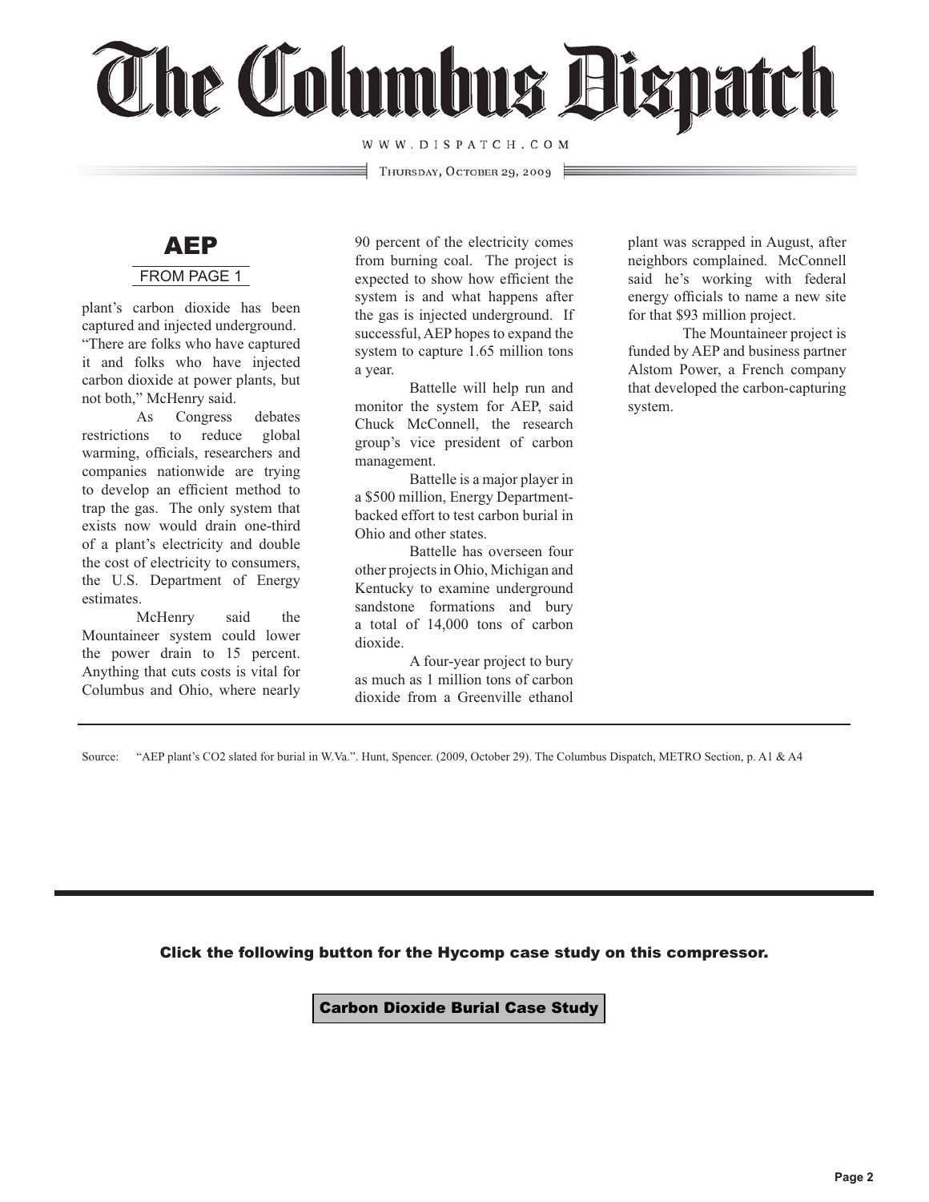# The Columbus Dispatch

WWW.DISPATCH.COM

Thursday, October 29, 2009

## AEP

FROM PAGE 1

plant's carbon dioxide has been captured and injected underground. "There are folks who have captured it and folks who have injected carbon dioxide at power plants, but not both," McHenry said.

As Congress debates restrictions to reduce global warming, officials, researchers and companies nationwide are trying to develop an efficient method to trap the gas. The only system that exists now would drain one-third of a plant's electricity and double the cost of electricity to consumers, the U.S. Department of Energy estimates.

McHenry said the Mountaineer system could lower the power drain to 15 percent. Anything that cuts costs is vital for Columbus and Ohio, where nearly 90 percent of the electricity comes from burning coal. The project is expected to show how efficient the system is and what happens after the gas is injected underground. If successful, AEP hopes to expand the system to capture 1.65 million tons a year.

Battelle will help run and monitor the system for AEP, said Chuck McConnell, the research group's vice president of carbon management.

Battelle is a major player in a $500 million, Energy Department-backed effort to test carbon burial in Ohio and other states.

Battelle has overseen four other projects in Ohio, Michigan and Kentucky to examine underground sandstone formations and bury a total of 14,000 tons of carbon dioxide.

A four-year project to bury as much as 1 million tons of carbon dioxide from a Greenville ethanol plant was scrapped in August, after neighbors complained. McConnell said he's working with federal energy officials to name a new site for that $93 million project.

The Mountaineer project is funded by AEP and business partner Alstom Power, a French company that developed the carbon-capturing system.

Source: "AEP plant's CO2 slated for burial in W.Va.". Hunt, Spencer. (2009, October 29). The Columbus Dispatch, METRO Section, p. A1 & A4

**Click the following button for the Hycomp case study on this compressor.**

**Carbon Dioxide Burial Case Study**